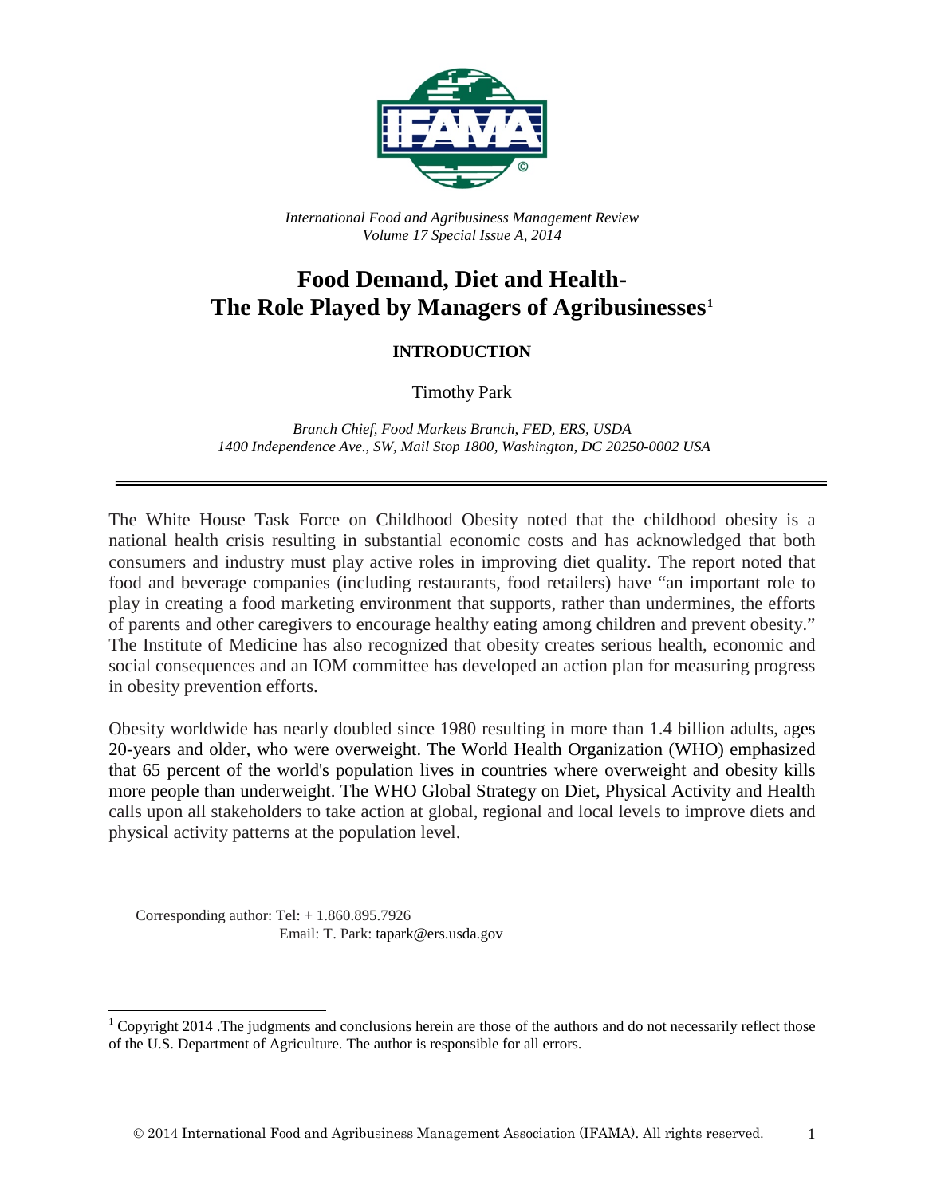*International Food and Agribusiness Management Review*
*Volume 17 Special Issue A, 2014*

# Food Demand, Diet and Health- The Role Played by Managers of Agribusinesses[1]

## INTRODUCTION

Timothy Park

*Branch Chief, Food Markets Branch, FED, ERS, USDA*
*1400 Independence Ave., SW, Mail Stop 1800, Washington, DC 20250-0002 USA*

---

The White House Task Force on Childhood Obesity noted that the childhood obesity is a national health crisis resulting in substantial economic costs and has acknowledged that both consumers and industry must play active roles in improving diet quality. The report noted that food and beverage companies (including restaurants, food retailers) have "an important role to play in creating a food marketing environment that supports, rather than undermines, the efforts of parents and other caregivers to encourage healthy eating among children and prevent obesity." The Institute of Medicine has also recognized that obesity creates serious health, economic and social consequences and an IOM committee has developed an action plan for measuring progress in obesity prevention efforts.

Obesity worldwide has nearly doubled since 1980 resulting in more than 1.4 billion adults, ages 20-years and older, who were overweight. The World Health Organization (WHO) emphasized that 65 percent of the world's population lives in countries where overweight and obesity kills more people than underweight. The WHO Global Strategy on Diet, Physical Activity and Health calls upon all stakeholders to take action at global, regional and local levels to improve diets and physical activity patterns at the population level.

Corresponding author: Tel: + 1.860.895.7926
Email: T. Park: tapark@ers.usda.gov

[1] Copyright 2014 .The judgments and conclusions herein are those of the authors and do not necessarily reflect those of the U.S. Department of Agriculture. The author is responsible for all errors.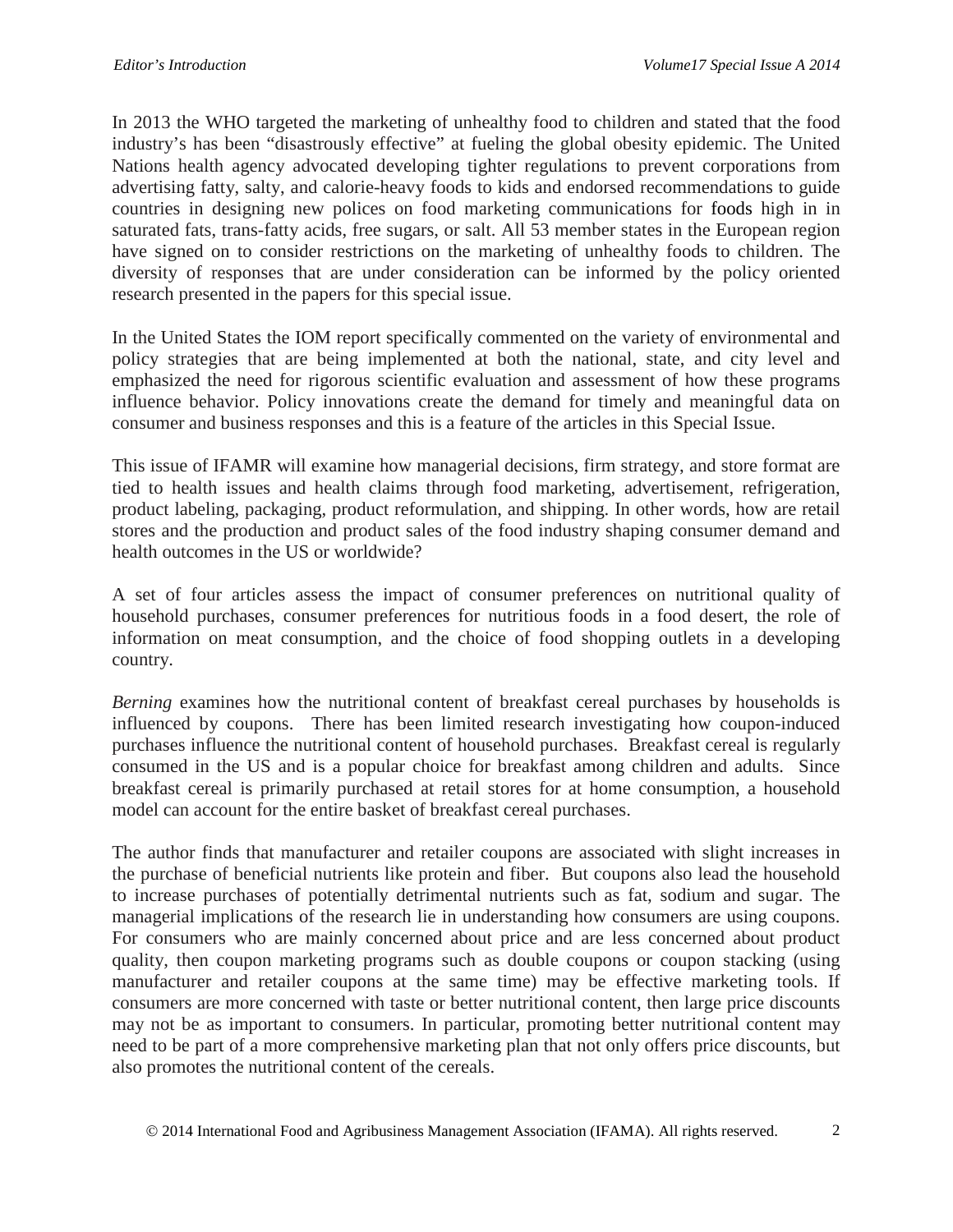In 2013 the WHO targeted the marketing of unhealthy food to children and stated that the food industry's has been "disastrously effective" at fueling the global obesity epidemic. The United Nations health agency advocated developing tighter regulations to prevent corporations from advertising fatty, salty, and calorie-heavy foods to kids and endorsed recommendations to guide countries in designing new polices on food marketing communications for foods high in in saturated fats, trans-fatty acids, free sugars, or salt. All 53 member states in the European region have signed on to consider restrictions on the marketing of unhealthy foods to children. The diversity of responses that are under consideration can be informed by the policy oriented research presented in the papers for this special issue.

In the United States the IOM report specifically commented on the variety of environmental and policy strategies that are being implemented at both the national, state, and city level and emphasized the need for rigorous scientific evaluation and assessment of how these programs influence behavior. Policy innovations create the demand for timely and meaningful data on consumer and business responses and this is a feature of the articles in this Special Issue.

This issue of IFAMR will examine how managerial decisions, firm strategy, and store format are tied to health issues and health claims through food marketing, advertisement, refrigeration, product labeling, packaging, product reformulation, and shipping. In other words, how are retail stores and the production and product sales of the food industry shaping consumer demand and health outcomes in the US or worldwide?

A set of four articles assess the impact of consumer preferences on nutritional quality of household purchases, consumer preferences for nutritious foods in a food desert, the role of information on meat consumption, and the choice of food shopping outlets in a developing country.

*Berning* examines how the nutritional content of breakfast cereal purchases by households is influenced by coupons. There has been limited research investigating how coupon-induced purchases influence the nutritional content of household purchases. Breakfast cereal is regularly consumed in the US and is a popular choice for breakfast among children and adults. Since breakfast cereal is primarily purchased at retail stores for at home consumption, a household model can account for the entire basket of breakfast cereal purchases.

The author finds that manufacturer and retailer coupons are associated with slight increases in the purchase of beneficial nutrients like protein and fiber. But coupons also lead the household to increase purchases of potentially detrimental nutrients such as fat, sodium and sugar. The managerial implications of the research lie in understanding how consumers are using coupons. For consumers who are mainly concerned about price and are less concerned about product quality, then coupon marketing programs such as double coupons or coupon stacking (using manufacturer and retailer coupons at the same time) may be effective marketing tools. If consumers are more concerned with taste or better nutritional content, then large price discounts may not be as important to consumers. In particular, promoting better nutritional content may need to be part of a more comprehensive marketing plan that not only offers price discounts, but also promotes the nutritional content of the cereals.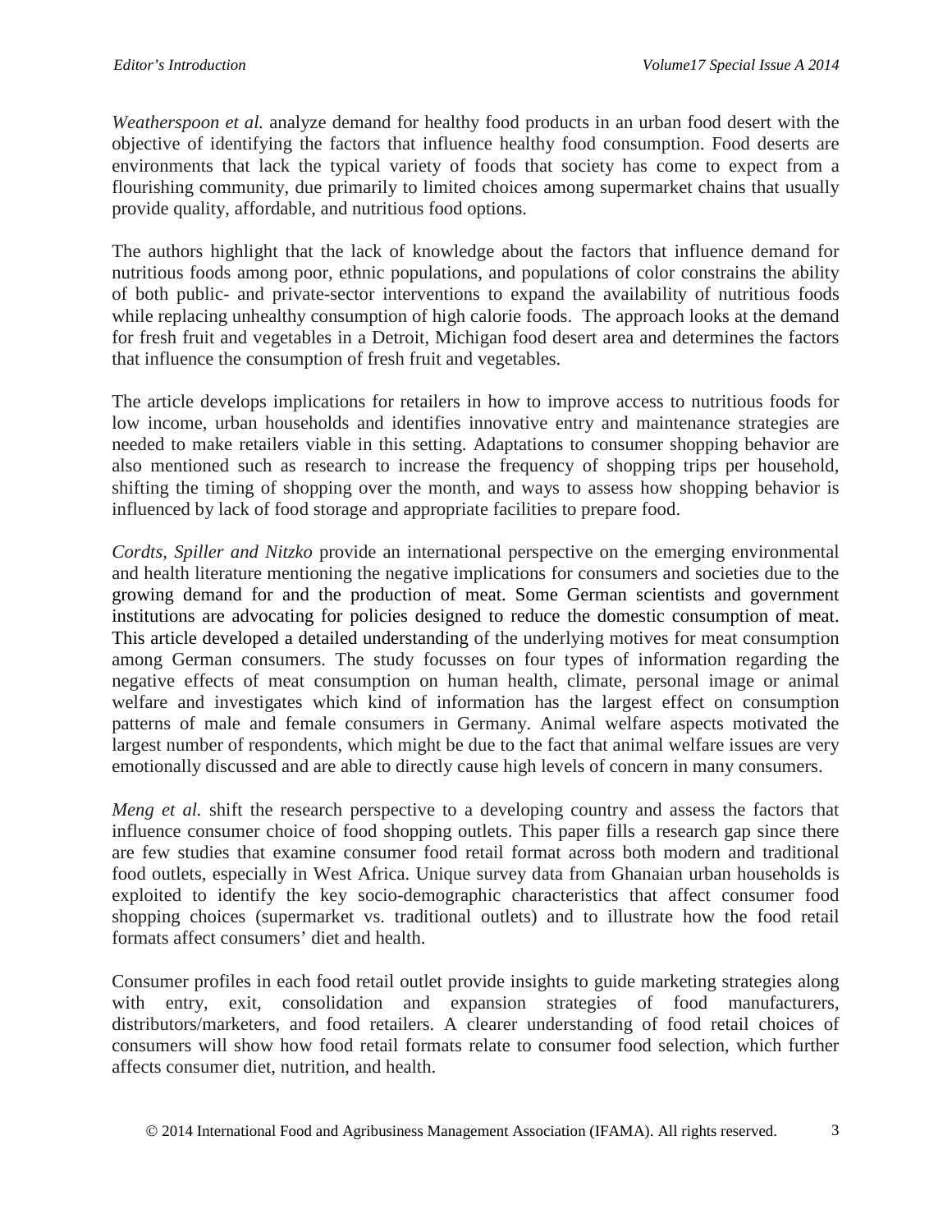*Weatherspoon et al.* analyze demand for healthy food products in an urban food desert with the objective of identifying the factors that influence healthy food consumption. Food deserts are environments that lack the typical variety of foods that society has come to expect from a flourishing community, due primarily to limited choices among supermarket chains that usually provide quality, affordable, and nutritious food options.

The authors highlight that the lack of knowledge about the factors that influence demand for nutritious foods among poor, ethnic populations, and populations of color constrains the ability of both public- and private-sector interventions to expand the availability of nutritious foods while replacing unhealthy consumption of high calorie foods. The approach looks at the demand for fresh fruit and vegetables in a Detroit, Michigan food desert area and determines the factors that influence the consumption of fresh fruit and vegetables.

The article develops implications for retailers in how to improve access to nutritious foods for low income, urban households and identifies innovative entry and maintenance strategies are needed to make retailers viable in this setting. Adaptations to consumer shopping behavior are also mentioned such as research to increase the frequency of shopping trips per household, shifting the timing of shopping over the month, and ways to assess how shopping behavior is influenced by lack of food storage and appropriate facilities to prepare food.

*Cordts, Spiller and Nitzko* provide an international perspective on the emerging environmental and health literature mentioning the negative implications for consumers and societies due to the growing demand for and the production of meat. Some German scientists and government institutions are advocating for policies designed to reduce the domestic consumption of meat. This article developed a detailed understanding of the underlying motives for meat consumption among German consumers. The study focusses on four types of information regarding the negative effects of meat consumption on human health, climate, personal image or animal welfare and investigates which kind of information has the largest effect on consumption patterns of male and female consumers in Germany. Animal welfare aspects motivated the largest number of respondents, which might be due to the fact that animal welfare issues are very emotionally discussed and are able to directly cause high levels of concern in many consumers.

*Meng et al.* shift the research perspective to a developing country and assess the factors that influence consumer choice of food shopping outlets. This paper fills a research gap since there are few studies that examine consumer food retail format across both modern and traditional food outlets, especially in West Africa. Unique survey data from Ghanaian urban households is exploited to identify the key socio-demographic characteristics that affect consumer food shopping choices (supermarket vs. traditional outlets) and to illustrate how the food retail formats affect consumers' diet and health.

Consumer profiles in each food retail outlet provide insights to guide marketing strategies along with entry, exit, consolidation and expansion strategies of food manufacturers, distributors/marketers, and food retailers. A clearer understanding of food retail choices of consumers will show how food retail formats relate to consumer food selection, which further affects consumer diet, nutrition, and health.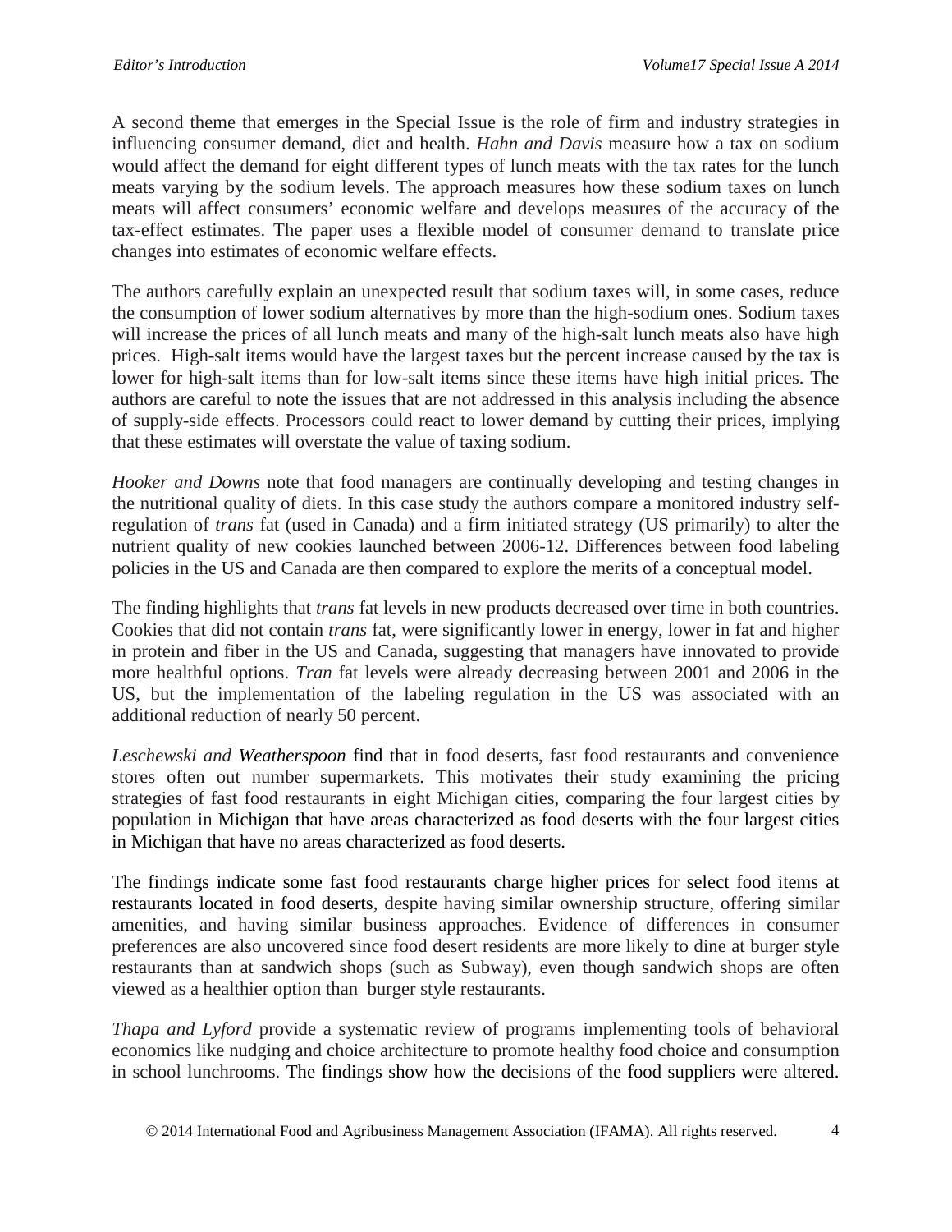A second theme that emerges in the Special Issue is the role of firm and industry strategies in influencing consumer demand, diet and health. *Hahn and Davis* measure how a tax on sodium would affect the demand for eight different types of lunch meats with the tax rates for the lunch meats varying by the sodium levels. The approach measures how these sodium taxes on lunch meats will affect consumers' economic welfare and develops measures of the accuracy of the tax-effect estimates. The paper uses a flexible model of consumer demand to translate price changes into estimates of economic welfare effects.

The authors carefully explain an unexpected result that sodium taxes will, in some cases, reduce the consumption of lower sodium alternatives by more than the high-sodium ones. Sodium taxes will increase the prices of all lunch meats and many of the high-salt lunch meats also have high prices. High-salt items would have the largest taxes but the percent increase caused by the tax is lower for high-salt items than for low-salt items since these items have high initial prices. The authors are careful to note the issues that are not addressed in this analysis including the absence of supply-side effects. Processors could react to lower demand by cutting their prices, implying that these estimates will overstate the value of taxing sodium.

*Hooker and Downs* note that food managers are continually developing and testing changes in the nutritional quality of diets. In this case study the authors compare a monitored industry self-regulation of *trans* fat (used in Canada) and a firm initiated strategy (US primarily) to alter the nutrient quality of new cookies launched between 2006-12. Differences between food labeling policies in the US and Canada are then compared to explore the merits of a conceptual model.

The finding highlights that *trans* fat levels in new products decreased over time in both countries. Cookies that did not contain *trans* fat, were significantly lower in energy, lower in fat and higher in protein and fiber in the US and Canada, suggesting that managers have innovated to provide more healthful options. *Tran* fat levels were already decreasing between 2001 and 2006 in the US, but the implementation of the labeling regulation in the US was associated with an additional reduction of nearly 50 percent.

*Leschewski and Weatherspoon* find that in food deserts, fast food restaurants and convenience stores often out number supermarkets. This motivates their study examining the pricing strategies of fast food restaurants in eight Michigan cities, comparing the four largest cities by population in Michigan that have areas characterized as food deserts with the four largest cities in Michigan that have no areas characterized as food deserts.

The findings indicate some fast food restaurants charge higher prices for select food items at restaurants located in food deserts, despite having similar ownership structure, offering similar amenities, and having similar business approaches. Evidence of differences in consumer preferences are also uncovered since food desert residents are more likely to dine at burger style restaurants than at sandwich shops (such as Subway), even though sandwich shops are often viewed as a healthier option than burger style restaurants.

*Thapa and Lyford* provide a systematic review of programs implementing tools of behavioral economics like nudging and choice architecture to promote healthy food choice and consumption in school lunchrooms. The findings show how the decisions of the food suppliers were altered.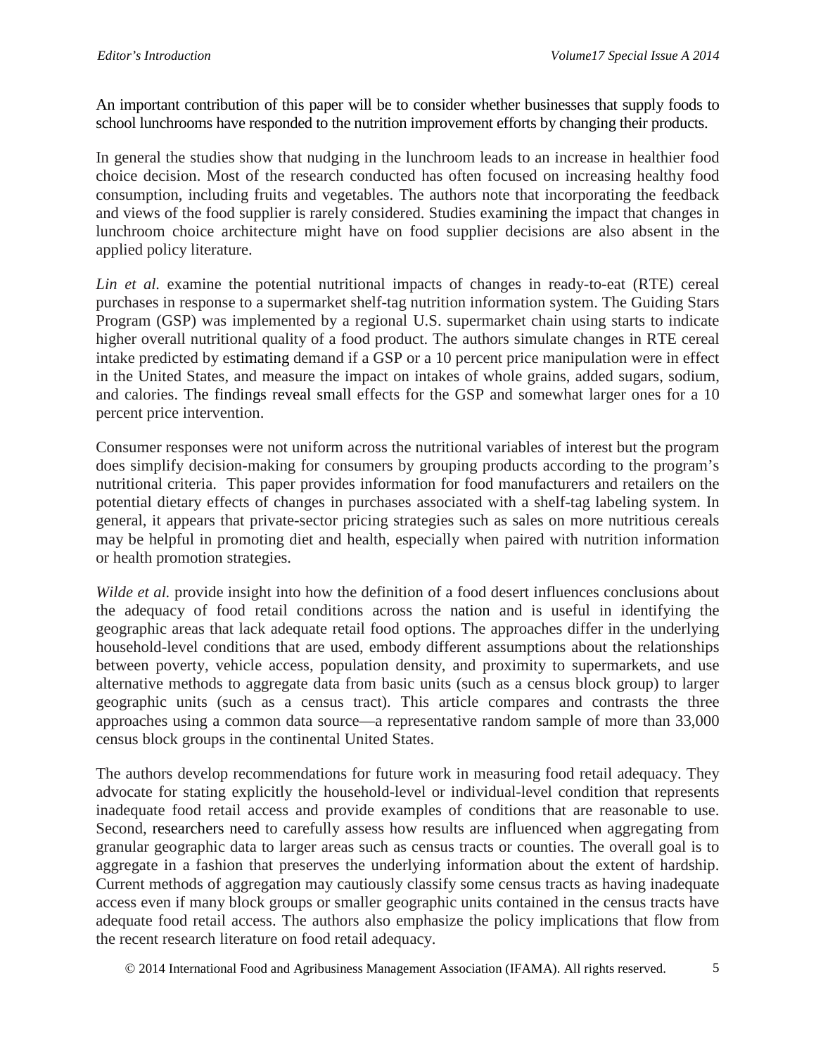An important contribution of this paper will be to consider whether businesses that supply foods to school lunchrooms have responded to the nutrition improvement efforts by changing their products.

In general the studies show that nudging in the lunchroom leads to an increase in healthier food choice decision. Most of the research conducted has often focused on increasing healthy food consumption, including fruits and vegetables. The authors note that incorporating the feedback and views of the food supplier is rarely considered. Studies examining the impact that changes in lunchroom choice architecture might have on food supplier decisions are also absent in the applied policy literature.

*Lin et al.* examine the potential nutritional impacts of changes in ready-to-eat (RTE) cereal purchases in response to a supermarket shelf-tag nutrition information system. The Guiding Stars Program (GSP) was implemented by a regional U.S. supermarket chain using starts to indicate higher overall nutritional quality of a food product. The authors simulate changes in RTE cereal intake predicted by estimating demand if a GSP or a 10 percent price manipulation were in effect in the United States, and measure the impact on intakes of whole grains, added sugars, sodium, and calories. The findings reveal small effects for the GSP and somewhat larger ones for a 10 percent price intervention.

Consumer responses were not uniform across the nutritional variables of interest but the program does simplify decision-making for consumers by grouping products according to the program's nutritional criteria. This paper provides information for food manufacturers and retailers on the potential dietary effects of changes in purchases associated with a shelf-tag labeling system. In general, it appears that private-sector pricing strategies such as sales on more nutritious cereals may be helpful in promoting diet and health, especially when paired with nutrition information or health promotion strategies.

*Wilde et al.* provide insight into how the definition of a food desert influences conclusions about the adequacy of food retail conditions across the nation and is useful in identifying the geographic areas that lack adequate retail food options. The approaches differ in the underlying household-level conditions that are used, embody different assumptions about the relationships between poverty, vehicle access, population density, and proximity to supermarkets, and use alternative methods to aggregate data from basic units (such as a census block group) to larger geographic units (such as a census tract). This article compares and contrasts the three approaches using a common data source—a representative random sample of more than 33,000 census block groups in the continental United States.

The authors develop recommendations for future work in measuring food retail adequacy. They advocate for stating explicitly the household-level or individual-level condition that represents inadequate food retail access and provide examples of conditions that are reasonable to use. Second, researchers need to carefully assess how results are influenced when aggregating from granular geographic data to larger areas such as census tracts or counties. The overall goal is to aggregate in a fashion that preserves the underlying information about the extent of hardship. Current methods of aggregation may cautiously classify some census tracts as having inadequate access even if many block groups or smaller geographic units contained in the census tracts have adequate food retail access. The authors also emphasize the policy implications that flow from the recent research literature on food retail adequacy.